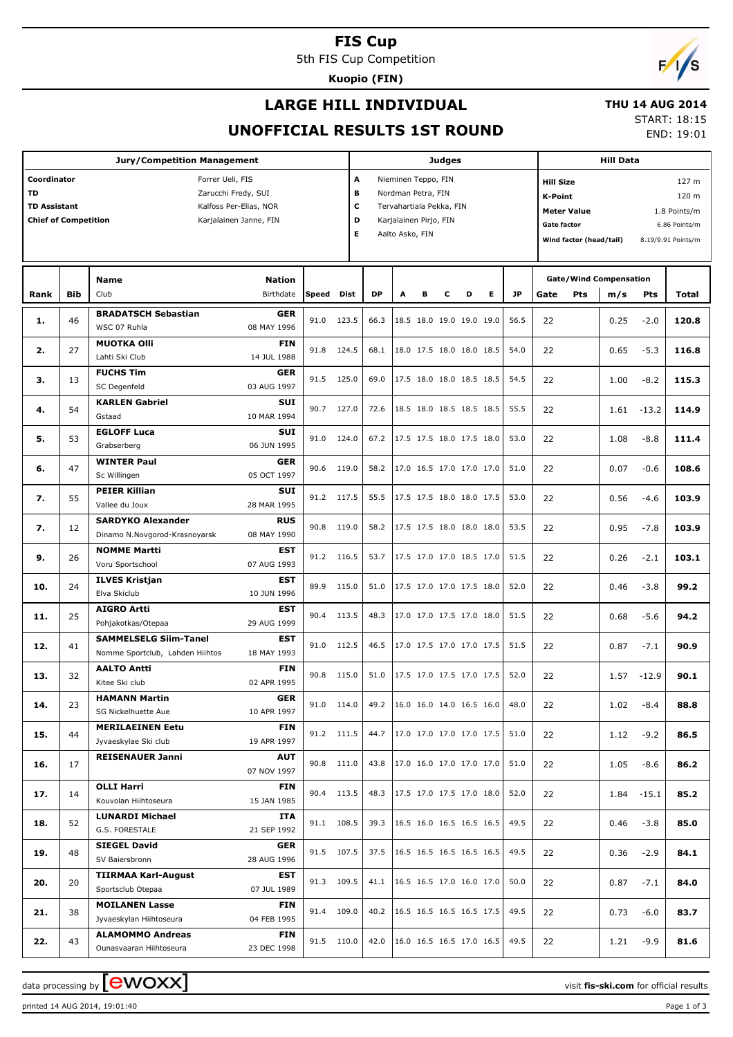# FIS Cup

5th FIS Cup Competition

**Kuopio (FIN)**

## LARGE HILL INDIVIDUAL

## UNOFFICIAL RESULTS 1ST ROUND

**THU 14 AUG 2014**

START: 18:15

END: 19:01

| Jury/Competition Management | |
|---|---|
| **Coordinator** | Forrer Ueli, FIS |
| **TD** | Zarucchi Fredy, SUI |
| **TD Assistant** | Kalfoss Per-Elias, NOR |
| **Chief of Competition** | Karjalainen Janne, FIN |

| Judges | |
|---|---|
| **A** | Nieminen Teppo, FIN |
| **B** | Nordman Petra, FIN |
| **C** | Tervahartiala Pekka, FIN |
| **D** | Karjalainen Pirjo, FIN |
| **E** | Aalto Asko, FIN |

| Hill Data | |
|---|---|
| **Hill Size** | 127 m |
| **K-Point** | 120 m |
| **Meter Value** | 1.8 Points/m |
| **Gate factor** | 6.86 Points/m |
| **Wind factor (head/tail)** | 8.19/9.91 Points/m |

| Rank | Bib | Name / Club | Nation / Birthdate | Speed | Dist | DP | A | B | C | D | E | JP | Gate | Pts | m/s | Pts | Total |
|---|---|---|---|---|---|---|---|---|---|---|---|---|---|---|---|---|---|
| **1.** | 46 | **BRADATSCH Sebastian** WSC 07 Ruhla | **GER** 08 MAY 1996 | 91.0 | 123.5 | 66.3 | 18.5 | 18.0 | 19.0 | 19.0 | 19.0 | 56.5 | 22 | | 0.25 | -2.0 | **120.8** |
| **2.** | 27 | **MUOTKA Olli** Lahti Ski Club | **FIN** 14 JUL 1988 | 91.8 | 124.5 | 68.1 | 18.0 | 17.5 | 18.0 | 18.0 | 18.5 | 54.0 | 22 | | 0.65 | -5.3 | **116.8** |
| **3.** | 13 | **FUCHS Tim** SC Degenfeld | **GER** 03 AUG 1997 | 91.5 | 125.0 | 69.0 | 17.5 | 18.0 | 18.0 | 18.5 | 18.5 | 54.5 | 22 | | 1.00 | -8.2 | **115.3** |
| **4.** | 54 | **KARLEN Gabriel** Gstaad | **SUI** 10 MAR 1994 | 90.7 | 127.0 | 72.6 | 18.5 | 18.0 | 18.5 | 18.5 | 18.5 | 55.5 | 22 | | 1.61 | -13.2 | **114.9** |
| **5.** | 53 | **EGLOFF Luca** Grabserberg | **SUI** 06 JUN 1995 | 91.0 | 124.0 | 67.2 | 17.5 | 17.5 | 18.0 | 17.5 | 18.0 | 53.0 | 22 | | 1.08 | -8.8 | **111.4** |
| **6.** | 47 | **WINTER Paul** Sc Willingen | **GER** 05 OCT 1997 | 90.6 | 119.0 | 58.2 | 17.0 | 16.5 | 17.0 | 17.0 | 17.0 | 51.0 | 22 | | 0.07 | -0.6 | **108.6** |
| **7.** | 55 | **PEIER Killian** Vallee du Joux | **SUI** 28 MAR 1995 | 91.2 | 117.5 | 55.5 | 17.5 | 17.5 | 18.0 | 18.0 | 17.5 | 53.0 | 22 | | 0.56 | -4.6 | **103.9** |
| **7.** | 12 | **SARDYKO Alexander** Dinamo N.Novgorod-Krasnoyarsk | **RUS** 08 MAY 1990 | 90.8 | 119.0 | 58.2 | 17.5 | 17.5 | 18.0 | 18.0 | 18.0 | 53.5 | 22 | | 0.95 | -7.8 | **103.9** |
| **9.** | 26 | **NOMME Martti** Voru Sportschool | **EST** 07 AUG 1993 | 91.2 | 116.5 | 53.7 | 17.5 | 17.0 | 17.0 | 18.5 | 17.0 | 51.5 | 22 | | 0.26 | -2.1 | **103.1** |
| **10.** | 24 | **ILVES Kristjan** Elva Skiclub | **EST** 10 JUN 1996 | 89.9 | 115.0 | 51.0 | 17.5 | 17.0 | 17.0 | 17.5 | 18.0 | 52.0 | 22 | | 0.46 | -3.8 | **99.2** |
| **11.** | 25 | **AIGRO Artti** Pohjakotkas/Otepaa | **EST** 29 AUG 1999 | 90.4 | 113.5 | 48.3 | 17.0 | 17.0 | 17.5 | 17.0 | 18.0 | 51.5 | 22 | | 0.68 | -5.6 | **94.2** |
| **12.** | 41 | **SAMMELSELG Siim-Tanel** Nomme Sportclub, Lahden Hiihtos | **EST** 18 MAY 1993 | 91.0 | 112.5 | 46.5 | 17.0 | 17.5 | 17.0 | 17.0 | 17.5 | 51.5 | 22 | | 0.87 | -7.1 | **90.9** |
| **13.** | 32 | **AALTO Antti** Kitee Ski club | **FIN** 02 APR 1995 | 90.8 | 115.0 | 51.0 | 17.5 | 17.0 | 17.5 | 17.0 | 17.5 | 52.0 | 22 | | 1.57 | -12.9 | **90.1** |
| **14.** | 23 | **HAMANN Martin** SG Nickelhuette Aue | **GER** 10 APR 1997 | 91.0 | 114.0 | 49.2 | 16.0 | 16.0 | 14.0 | 16.5 | 16.0 | 48.0 | 22 | | 1.02 | -8.4 | **88.8** |
| **15.** | 44 | **MERILAEINEN Eetu** Jyvaeskylae Ski club | **FIN** 19 APR 1997 | 91.2 | 111.5 | 44.7 | 17.0 | 17.0 | 17.0 | 17.0 | 17.5 | 51.0 | 22 | | 1.12 | -9.2 | **86.5** |
| **16.** | 17 | **REISENAUER Janni** | **AUT** 07 NOV 1997 | 90.8 | 111.0 | 43.8 | 17.0 | 16.0 | 17.0 | 17.0 | 17.0 | 51.0 | 22 | | 1.05 | -8.6 | **86.2** |
| **17.** | 14 | **OLLI Harri** Kouvolan Hiihtoseura | **FIN** 15 JAN 1985 | 90.4 | 113.5 | 48.3 | 17.5 | 17.0 | 17.5 | 17.0 | 18.0 | 52.0 | 22 | | 1.84 | -15.1 | **85.2** |
| **18.** | 52 | **LUNARDI Michael** G.S. FORESTALE | **ITA** 21 SEP 1992 | 91.1 | 108.5 | 39.3 | 16.5 | 16.0 | 16.5 | 16.5 | 16.5 | 49.5 | 22 | | 0.46 | -3.8 | **85.0** |
| **19.** | 48 | **SIEGEL David** SV Baiersbronn | **GER** 28 AUG 1996 | 91.5 | 107.5 | 37.5 | 16.5 | 16.5 | 16.5 | 16.5 | 16.5 | 49.5 | 22 | | 0.36 | -2.9 | **84.1** |
| **20.** | 20 | **TIIRMAA Karl-August** Sportsclub Otepaa | **EST** 07 JUL 1989 | 91.3 | 109.5 | 41.1 | 16.5 | 16.5 | 17.0 | 16.0 | 17.0 | 50.0 | 22 | | 0.87 | -7.1 | **84.0** |
| **21.** | 38 | **MOILANEN Lasse** Jyvaeskylan Hiihtoseura | **FIN** 04 FEB 1995 | 91.4 | 109.0 | 40.2 | 16.5 | 16.5 | 16.5 | 16.5 | 17.5 | 49.5 | 22 | | 0.73 | -6.0 | **83.7** |
| **22.** | 43 | **ALAMOMMO Andreas** Ounasvaaran Hiihtoseura | **FIN** 23 DEC 1998 | 91.5 | 110.0 | 42.0 | 16.0 | 16.5 | 16.5 | 17.0 | 16.5 | 49.5 | 22 | | 1.21 | -9.9 | **81.6** |

data processing by EWOXX — visit **fis-ski.com** for official results

printed 14 AUG 2014, 19:01:40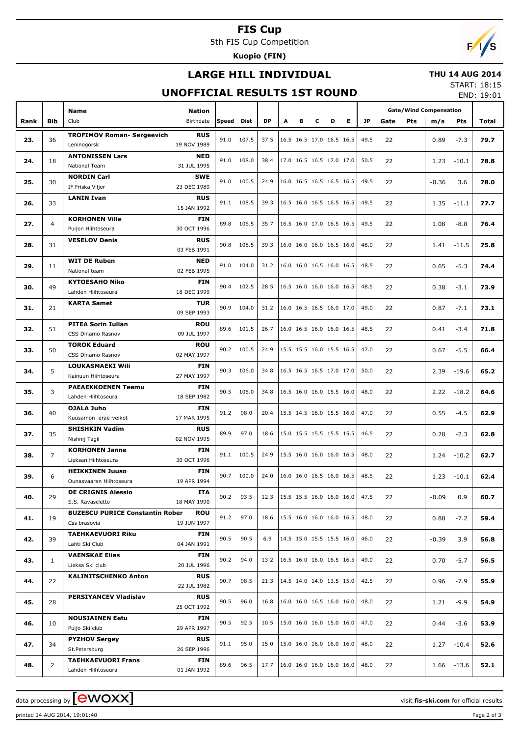# FIS Cup

5th FIS Cup Competition

**Kuopio (FIN)**

## LARGE HILL INDIVIDUAL

**THU 14 AUG 2014**

## UNOFFICIAL RESULTS 1ST ROUND

START: 18:15
END: 19:01

| Rank | Bib | Name / Club | Nation / Birthdate | Speed | Dist | DP | A | B | C | D | E | JP | Gate | Pts | m/s | Pts | Total |
|---|---|---|---|---|---|---|---|---|---|---|---|---|---|---|---|---|---|
| 23. | 36 | **TROFIMOV Roman- Sergeevich** Leninogorsk | **RUS** 19 NOV 1989 | 91.0 | 107.5 | 37.5 | 16.5 | 16.5 | 17.0 | 16.5 | 16.5 | 49.5 | 22 | | 0.89 | -7.3 | **79.7** |
| 24. | 18 | **ANTONISSEN Lars** National Team | **NED** 31 JUL 1995 | 91.0 | 108.0 | 38.4 | 17.0 | 16.5 | 16.5 | 17.0 | 17.0 | 50.5 | 22 | | 1.23 | -10.1 | **78.8** |
| 25. | 30 | **NORDIN Carl** IF Friska Viljor | **SWE** 23 DEC 1989 | 91.0 | 100.5 | 24.9 | 16.0 | 16.5 | 16.5 | 16.5 | 16.5 | 49.5 | 22 | | -0.36 | 3.6 | **78.0** |
| 26. | 33 | **LANIN Ivan** | **RUS** 15 JAN 1992 | 91.1 | 108.5 | 39.3 | 16.5 | 16.0 | 16.5 | 16.5 | 16.5 | 49.5 | 22 | | 1.35 | -11.1 | **77.7** |
| 27. | 4 | **KORHONEN Ville** Puijon Hiihtoseura | **FIN** 30 OCT 1996 | 89.8 | 106.5 | 35.7 | 16.5 | 16.0 | 17.0 | 16.5 | 16.5 | 49.5 | 22 | | 1.08 | -8.8 | **76.4** |
| 28. | 31 | **VESELOV Denis** | **RUS** 03 FEB 1991 | 90.8 | 108.5 | 39.3 | 16.0 | 16.0 | 16.0 | 16.5 | 16.0 | 48.0 | 22 | | 1.41 | -11.5 | **75.8** |
| 29. | 11 | **WIT DE Ruben** National team | **NED** 02 FEB 1995 | 91.0 | 104.0 | 31.2 | 16.0 | 16.0 | 16.5 | 16.0 | 16.5 | 48.5 | 22 | | 0.65 | -5.3 | **74.4** |
| 30. | 49 | **KYTOESAHO Niko** Lahden Hiihtoseura | **FIN** 18 DEC 1999 | 90.4 | 102.5 | 28.5 | 16.5 | 16.0 | 16.0 | 16.0 | 16.5 | 48.5 | 22 | | 0.38 | -3.1 | **73.9** |
| 31. | 21 | **KARTA Samet** | **TUR** 09 SEP 1993 | 90.9 | 104.0 | 31.2 | 16.0 | 16.5 | 16.5 | 16.0 | 17.0 | 49.0 | 22 | | 0.87 | -7.1 | **73.1** |
| 32. | 51 | **PITEA Sorin Iulian** CSS Dinamo Rasnov | **ROU** 09 JUL 1997 | 89.6 | 101.5 | 26.7 | 16.0 | 16.5 | 16.0 | 16.0 | 16.5 | 48.5 | 22 | | 0.41 | -3.4 | **71.8** |
| 33. | 50 | **TOROK Eduard** CSS Dinamo Rasnov | **ROU** 02 MAY 1997 | 90.2 | 100.5 | 24.9 | 15.5 | 15.5 | 16.0 | 15.5 | 16.5 | 47.0 | 22 | | 0.67 | -5.5 | **66.4** |
| 34. | 5 | **LOUKASMAEKI Wili** Kainuun Hiihtoseura | **FIN** 27 MAY 1997 | 90.3 | 106.0 | 34.8 | 16.5 | 16.5 | 16.5 | 17.0 | 17.0 | 50.0 | 22 | | 2.39 | -19.6 | **65.2** |
| 35. | 3 | **PAEAEKKOENEN Teemu** Lahden Hiihtoseura | **FIN** 18 SEP 1982 | 90.5 | 106.0 | 34.8 | 16.5 | 16.0 | 16.0 | 15.5 | 16.0 | 48.0 | 22 | | 2.22 | -18.2 | **64.6** |
| 36. | 40 | **OJALA Juho** Kuusamon erae-veikot | **FIN** 17 MAR 1995 | 91.2 | 98.0 | 20.4 | 15.5 | 14.5 | 16.0 | 15.5 | 16.0 | 47.0 | 22 | | 0.55 | -4.5 | **62.9** |
| 37. | 35 | **SHISHKIN Vadim** Nishnij Tagil | **RUS** 02 NOV 1995 | 89.9 | 97.0 | 18.6 | 15.0 | 15.5 | 15.5 | 15.5 | 15.5 | 46.5 | 22 | | 0.28 | -2.3 | **62.8** |
| 38. | 7 | **KORHONEN Janne** Lieksan Hiihtoseura | **FIN** 30 OCT 1996 | 91.1 | 100.5 | 24.9 | 15.5 | 16.0 | 16.0 | 16.0 | 16.5 | 48.0 | 22 | | 1.24 | -10.2 | **62.7** |
| 39. | 6 | **HEIKKINEN Juuso** Ounasvaaran Hiihtoseura | **FIN** 19 APR 1994 | 90.7 | 100.0 | 24.0 | 16.0 | 16.0 | 16.5 | 16.0 | 16.5 | 48.5 | 22 | | 1.23 | -10.1 | **62.4** |
| 40. | 29 | **DE CRIGNIS Alessio** S.S. Ravascletto | **ITA** 18 MAY 1990 | 90.2 | 93.5 | 12.3 | 15.5 | 15.5 | 16.0 | 16.0 | 16.0 | 47.5 | 22 | | -0.09 | 0.9 | **60.7** |
| 41. | 19 | **BUZESCU PURICE Constantin Rober** Css brasovia | **ROU** 19 JUN 1997 | 91.2 | 97.0 | 18.6 | 15.5 | 16.0 | 16.0 | 16.0 | 16.5 | 48.0 | 22 | | 0.88 | -7.2 | **59.4** |
| 42. | 39 | **TAEHKAEVUORI Riku** Lahti Ski Club | **FIN** 04 JAN 1991 | 90.5 | 90.5 | 6.9 | 14.5 | 15.0 | 15.5 | 15.5 | 16.0 | 46.0 | 22 | | -0.39 | 3.9 | **56.8** |
| 43. | 1 | **VAENSKAE Elias** Lieksa Ski club | **FIN** 20 JUL 1996 | 90.2 | 94.0 | 13.2 | 16.5 | 16.0 | 16.0 | 16.5 | 16.5 | 49.0 | 22 | | 0.70 | -5.7 | **56.5** |
| 44. | 22 | **KALINITSCHENKO Anton** | **RUS** 22 JUL 1982 | 90.7 | 98.5 | 21.3 | 14.5 | 14.0 | 14.0 | 13.5 | 15.0 | 42.5 | 22 | | 0.96 | -7.9 | **55.9** |
| 45. | 28 | **PERSIYANCEV Vladislav** | **RUS** 25 OCT 1992 | 90.5 | 96.0 | 16.8 | 16.0 | 16.0 | 16.5 | 16.0 | 16.0 | 48.0 | 22 | | 1.21 | -9.9 | **54.9** |
| 46. | 10 | **NOUSIAINEN Eetu** Puijo Ski club | **FIN** 29 APR 1997 | 90.5 | 92.5 | 10.5 | 15.0 | 16.0 | 16.0 | 15.0 | 16.0 | 47.0 | 22 | | 0.44 | -3.6 | **53.9** |
| 47. | 34 | **PYZHOV Sergey** St.Petersburg | **RUS** 26 SEP 1996 | 91.1 | 95.0 | 15.0 | 15.0 | 16.0 | 16.0 | 16.0 | 16.0 | 48.0 | 22 | | 1.27 | -10.4 | **52.6** |
| 48. | 2 | **TAEHKAEVUORI Frans** Lahden Hiihtoseura | **FIN** 01 JAN 1992 | 89.6 | 96.5 | 17.7 | 16.0 | 16.0 | 16.0 | 16.0 | 16.0 | 48.0 | 22 | | 1.66 | -13.6 | **52.1** |

data processing by EWOXX — visit **fis-ski.com** for official results

printed 14 AUG 2014, 19:01:40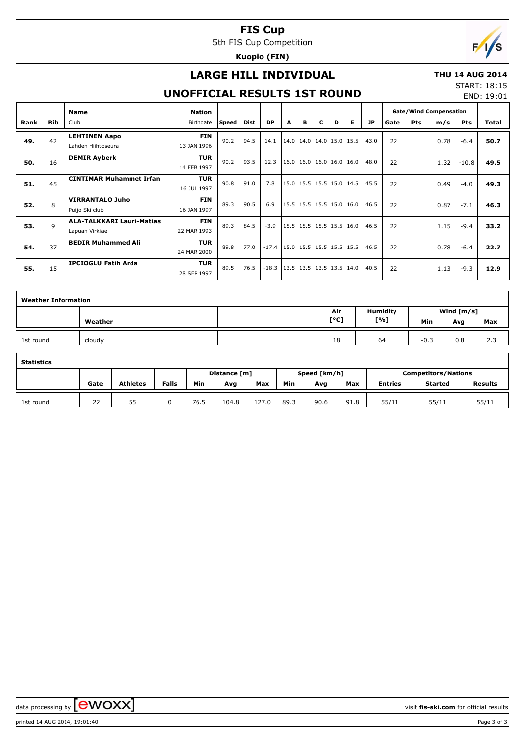# FIS Cup

5th FIS Cup Competition

**Kuopio (FIN)**

## LARGE HILL INDIVIDUAL

**THU 14 AUG 2014**

START: 18:15

END: 19:01

## UNOFFICIAL RESULTS 1ST ROUND

| Rank | Bib | Name / Club | Nation / Birthdate | Speed | Dist | DP | A | B | C | D | E | JP | Gate | Pts | m/s | Pts | Total |
|---|---|---|---|---|---|---|---|---|---|---|---|---|---|---|---|---|---|
| 49. | 42 | **LEHTINEN Aapo** Lahden Hiihtoseura | **FIN** 13 JAN 1996 | 90.2 | 94.5 | 14.1 | 14.0 | 14.0 | 14.0 | 15.0 | 15.5 | 43.0 | 22 | | 0.78 | -6.4 | **50.7** |
| 50. | 16 | **DEMIR Ayberk** | **TUR** 14 FEB 1997 | 90.2 | 93.5 | 12.3 | 16.0 | 16.0 | 16.0 | 16.0 | 16.0 | 48.0 | 22 | | 1.32 | -10.8 | **49.5** |
| 51. | 45 | **CINTIMAR Muhammet Irfan** | **TUR** 16 JUL 1997 | 90.8 | 91.0 | 7.8 | 15.0 | 15.5 | 15.5 | 15.0 | 14.5 | 45.5 | 22 | | 0.49 | -4.0 | **49.3** |
| 52. | 8 | **VIRRANTALO Juho** Puijo Ski club | **FIN** 16 JAN 1997 | 89.3 | 90.5 | 6.9 | 15.5 | 15.5 | 15.5 | 15.0 | 16.0 | 46.5 | 22 | | 0.87 | -7.1 | **46.3** |
| 53. | 9 | **ALA-TALKKARI Lauri-Matias** Lapuan Virkiae | **FIN** 22 MAR 1993 | 89.3 | 84.5 | -3.9 | 15.5 | 15.5 | 15.5 | 15.5 | 16.0 | 46.5 | 22 | | 1.15 | -9.4 | **33.2** |
| 54. | 37 | **BEDIR Muhammed Ali** | **TUR** 24 MAR 2000 | 89.8 | 77.0 | -17.4 | 15.0 | 15.5 | 15.5 | 15.5 | 15.5 | 46.5 | 22 | | 0.78 | -6.4 | **22.7** |
| 55. | 15 | **IPCIOGLU Fatih Arda** | **TUR** 28 SEP 1997 | 89.5 | 76.5 | -18.3 | 13.5 | 13.5 | 13.5 | 13.5 | 14.0 | 40.5 | 22 | | 1.13 | -9.3 | **12.9** |

### Weather Information

| | Weather | Air [°C] | Humidity [%] | Wind [m/s] Min | Avg | Max |
|---|---|---|---|---|---|---|
| 1st round | cloudy | 18 | 64 | -0.3 | 0.8 | 2.3 |

### Statistics

| | Gate | Athletes | Falls | Distance [m] Min | Avg | Max | Speed [km/h] Min | Avg | Max | Competitors/Nations Entries | Started | Results |
|---|---|---|---|---|---|---|---|---|---|---|---|---|
| 1st round | 22 | 55 | 0 | 76.5 | 104.8 | 127.0 | 89.3 | 90.6 | 91.8 | 55/11 | 55/11 | 55/11 |

data processing by [ewoxx]

visit **fis-ski.com** for official results

printed 14 AUG 2014, 19:01:40